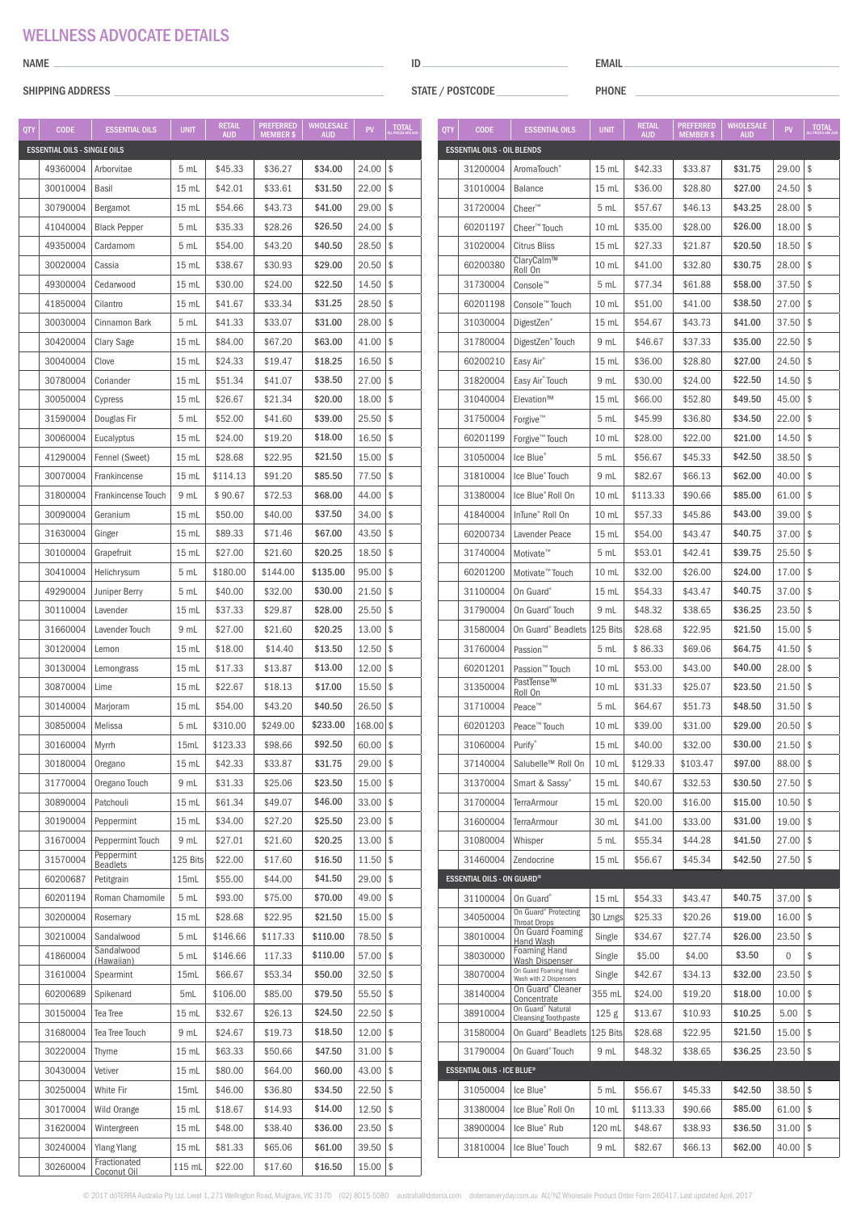## WELLNESS ADVOCATE DETAILS

NAME ______________________ ID ______________________ EMAIL ______________________

SHIPPING ADDRESS ______________________ STATE / POSTCODE ______________________ PHONE ______________________

| QTY | CODE | ESSENTIAL OILS | UNIT | RETAIL AUD | PREFERRED MEMBER $ | WHOLESALE AUD | PV | TOTAL ALL PRICES ARE AUD |
|---|---|---|---|---|---|---|---|---|
| **ESSENTIAL OILS - SINGLE OILS** | | | | | | | | |
| | 49360004 | Arborvitae | 5 mL | $45.33 | $36.27 | **$34.00** | 24.00 | $ |
| | 30010004 | Basil | 15 mL | $42.01 | $33.61 | **$31.50** | 22.00 | $ |
| | 30790004 | Bergamot | 15 mL | $54.66 | $43.73 | **$41.00** | 29.00 | $ |
| | 41040004 | Black Pepper | 5 mL | $35.33 | $28.26 | **$26.50** | 24.00 | $ |
| | 49350004 | Cardamom | 5 mL | $54.00 | $43.20 | **$40.50** | 28.50 | $ |
| | 30020004 | Cassia | 15 mL | $38.67 | $30.93 | **$29.00** | 20.50 | $ |
| | 49300004 | Cedarwood | 15 mL | $30.00 | $24.00 | **$22.50** | 14.50 | $ |
| | 41850004 | Cilantro | 15 mL | $41.67 | $33.34 | **$31.25** | 28.50 | $ |
| | 30030004 | Cinnamon Bark | 5 mL | $41.33 | $33.07 | **$31.00** | 28.00 | $ |
| | 30420004 | Clary Sage | 15 mL | $84.00 | $67.20 | **$63.00** | 41.00 | $ |
| | 30040004 | Clove | 15 mL | $24.33 | $19.47 | **$18.25** | 16.50 | $ |
| | 30780004 | Coriander | 15 mL | $51.34 | $41.07 | **$38.50** | 27.00 | $ |
| | 30050004 | Cypress | 15 mL | $26.67 | $21.34 | **$20.00** | 18.00 | $ |
| | 31590004 | Douglas Fir | 5 mL | $52.00 | $41.60 | **$39.00** | 25.50 | $ |
| | 30060004 | Eucalyptus | 15 mL | $24.00 | $19.20 | **$18.00** | 16.50 | $ |
| | 41290004 | Fennel (Sweet) | 15 mL | $28.68 | $22.95 | **$21.50** | 15.00 | $ |
| | 30070004 | Frankincense | 15 mL | $114.13 | $91.20 | **$85.50** | 77.50 | $ |
| | 31800004 | Frankincense Touch | 9 mL | $ 90.67 | $72.53 | **$68.00** | 44.00 | $ |
| | 30090004 | Geranium | 15 mL | $50.00 | $40.00 | **$37.50** | 34.00 | $ |
| | 31630004 | Ginger | 15 mL | $89.33 | $71.46 | **$67.00** | 43.50 | $ |
| | 30100004 | Grapefruit | 15 mL | $27.00 | $21.60 | **$20.25** | 18.50 | $ |
| | 30410004 | Helichrysum | 5 mL | $180.00 | $144.00 | **$135.00** | 95.00 | $ |
| | 49290004 | Juniper Berry | 5 mL | $40.00 | $32.00 | **$30.00** | 21.50 | $ |
| | 30110004 | Lavender | 15 mL | $37.33 | $29.87 | **$28.00** | 25.50 | $ |
| | 31660004 | Lavender Touch | 9 mL | $27.00 | $21.60 | **$20.25** | 13.00 | $ |
| | 30120004 | Lemon | 15 mL | $18.00 | $14.40 | **$13.50** | 12.50 | $ |
| | 30130004 | Lemongrass | 15 mL | $17.33 | $13.87 | **$13.00** | 12.00 | $ |
| | 30870004 | Lime | 15 mL | $22.67 | $18.13 | **$17.00** | 15.50 | $ |
| | 30140004 | Marjoram | 15 mL | $54.00 | $43.20 | **$40.50** | 26.50 | $ |
| | 30850004 | Melissa | 5 mL | $310.00 | $249.00 | **$233.00** | 168.00 | $ |
| | 30160004 | Myrrh | 15mL | $123.33 | $98.66 | **$92.50** | 60.00 | $ |
| | 30180004 | Oregano | 15 mL | $42.33 | $33.87 | **$31.75** | 29.00 | $ |
| | 31770004 | Oregano Touch | 9 mL | $31.33 | $25.06 | **$23.50** | 15.00 | $ |
| | 30890004 | Patchouli | 15 mL | $61.34 | $49.07 | **$46.00** | 33.00 | $ |
| | 30190004 | Peppermint | 15 mL | $34.00 | $27.20 | **$25.50** | 23.00 | $ |
| | 31670004 | Peppermint Touch | 9 mL | $27.01 | $21.60 | **$20.25** | 13.00 | $ |
| | 31570004 | Peppermint Beadlets | 125 Bits | $22.00 | $17.60 | **$16.50** | 11.50 | $ |
| | 60200687 | Petitgrain | 15mL | $55.00 | $44.00 | **$41.50** | 29.00 | $ |
| | 60201194 | Roman Chamomile | 5 mL | $93.00 | $75.00 | **$70.00** | 49.00 | $ |
| | 30200004 | Rosemary | 15 mL | $28.68 | $22.95 | **$21.50** | 15.00 | $ |
| | 30210004 | Sandalwood | 5 mL | $146.66 | $117.33 | **$110.00** | 78.50 | $ |
| | 41860004 | Sandalwood (Hawaiian) | 5 mL | $146.66 | 117.33 | **$110.00** | 57.00 | $ |
| | 31610004 | Spearmint | 15mL | $66.67 | $53.34 | **$50.00** | 32.50 | $ |
| | 60200689 | Spikenard | 5mL | $106.00 | $85.00 | **$79.50** | 55.50 | $ |
| | 30150004 | Tea Tree | 15 mL | $32.67 | $26.13 | **$24.50** | 22.50 | $ |
| | 31680004 | Tea Tree Touch | 9 mL | $24.67 | $19.73 | **$18.50** | 12.00 | $ |
| | 30220004 | Thyme | 15 mL | $63.33 | $50.66 | **$47.50** | 31.00 | $ |
| | 30430004 | Vetiver | 15 mL | $80.00 | $64.00 | **$60.00** | 43.00 | $ |
| | 30250004 | White Fir | 15mL | $46.00 | $36.80 | **$34.50** | 22.50 | $ |
| | 30170004 | Wild Orange | 15 mL | $18.67 | $14.93 | **$14.00** | 12.50 | $ |
| | 31620004 | Wintergreen | 15 mL | $48.00 | $38.40 | **$36.00** | 23.50 | $ |
| | 30240004 | Ylang Ylang | 15 mL | $81.33 | $65.06 | **$61.00** | 39.50 | $ |
| | 30260004 | Fractionated Coconut Oil | 115 mL | $22.00 | $17.60 | **$16.50** | 15.00 | $ |

| QTY | CODE | ESSENTIAL OILS | UNIT | RETAIL AUD | PREFERRED MEMBER $ | WHOLESALE AUD | PV | TOTAL ALL PRICES ARE AUD |
|---|---|---|---|---|---|---|---|---|
| **ESSENTIAL OILS - OIL BLENDS** | | | | | | | | |
| | 31200004 | AromaTouch® | 15 mL | $42.33 | $33.87 | **$31.75** | 29.00 | $ |
| | 31010004 | Balance | 15 mL | $36.00 | $28.80 | **$27.00** | 24.50 | $ |
| | 31720004 | Cheer™ | 5 mL | $57.67 | $46.13 | **$43.25** | 28.00 | $ |
| | 60201197 | Cheer™ Touch | 10 mL | $35.00 | $28.00 | **$26.00** | 18.00 | $ |
| | 31020004 | Citrus Bliss | 15 mL | $27.33 | $21.87 | **$20.50** | 18.50 | $ |
| | 60200380 | ClaryCalm™ Roll On | 10 mL | $41.00 | $32.80 | **$30.75** | 28.00 | $ |
| | 31730004 | Console™ | 5 mL | $77.34 | $61.88 | **$58.00** | 37.50 | $ |
| | 60201198 | Console™ Touch | 10 mL | $51.00 | $41.00 | **$38.50** | 27.00 | $ |
| | 31030004 | DigestZen® | 15 mL | $54.67 | $43.73 | **$41.00** | 37.50 | $ |
| | 31780004 | DigestZen® Touch | 9 mL | $46.67 | $37.33 | **$35.00** | 22.50 | $ |
| | 60200210 | Easy Air® | 15 mL | $36.00 | $28.80 | **$27.00** | 24.50 | $ |
| | 31820004 | Easy Air® Touch | 9 mL | $30.00 | $24.00 | **$22.50** | 14.50 | $ |
| | 31040004 | Elevation™ | 15 mL | $66.00 | $52.80 | **$49.50** | 45.00 | $ |
| | 31750004 | Forgive™ | 5 mL | $45.99 | $36.80 | **$34.50** | 22.00 | $ |
| | 60201199 | Forgive™ Touch | 10 mL | $28.00 | $22.00 | **$21.00** | 14.50 | $ |
| | 31050004 | Ice Blue® | 5 mL | $56.67 | $45.33 | **$42.50** | 38.50 | $ |
| | 31810004 | Ice Blue® Touch | 9 mL | $82.67 | $66.13 | **$62.00** | 40.00 | $ |
| | 31380004 | Ice Blue® Roll On | 10 mL | $113.33 | $90.66 | **$85.00** | 61.00 | $ |
| | 41840004 | InTune® Roll On | 10 mL | $57.33 | $45.86 | **$43.00** | 39.00 | $ |
| | 60200734 | Lavender Peace | 15 mL | $54.00 | $43.47 | **$40.75** | 37.00 | $ |
| | 31740004 | Motivate™ | 5 mL | $53.01 | $42.41 | **$39.75** | 25.50 | $ |
| | 60201200 | Motivate™ Touch | 10 mL | $32.00 | $26.00 | **$24.00** | 17.00 | $ |
| | 31100004 | On Guard® | 15 mL | $54.33 | $43.47 | **$40.75** | 37.00 | $ |
| | 31790004 | On Guard® Touch | 9 mL | $48.32 | $38.65 | **$36.25** | 23.50 | $ |
| | 31580004 | On Guard® Beadlets | 125 Bits | $28.68 | $22.95 | **$21.50** | 15.00 | $ |
| | 31760004 | Passion™ | 5 mL | $ 86.33 | $69.06 | **$64.75** | 41.50 | $ |
| | 60201201 | Passion™ Touch | 10 mL | $53.00 | $43.00 | **$40.00** | 28.00 | $ |
| | 31350004 | PastTense™ Roll On | 10 mL | $31.33 | $25.07 | **$23.50** | 21.50 | $ |
| | 31710004 | Peace™ | 5 mL | $64.67 | $51.73 | **$48.50** | 31.50 | $ |
| | 60201203 | Peace™ Touch | 10 mL | $39.00 | $31.00 | **$29.00** | 20.50 | $ |
| | 31060004 | Purify® | 15 mL | $40.00 | $32.00 | **$30.00** | 21.50 | $ |
| | 37140004 | Salubelle™ Roll On | 10 mL | $129.33 | $103.47 | **$97.00** | 88.00 | $ |
| | 31370004 | Smart & Sassy® | 15 mL | $40.67 | $32.53 | **$30.50** | 27.50 | $ |
| | 31700004 | TerraArmour | 15 mL | $20.00 | $16.00 | **$15.00** | 10.50 | $ |
| | 31600004 | TerraArmour | 30 mL | $41.00 | $33.00 | **$31.00** | 19.00 | $ |
| | 31080004 | Whisper | 5 mL | $55.34 | $44.28 | **$41.50** | 27.00 | $ |
| | 31460004 | Zendocrine | 15 mL | $56.67 | $45.34 | **$42.50** | 27.50 | $ |
| **ESSENTIAL OILS - ON GUARD®** | | | | | | | | |
| | 31100004 | On Guard® | 15 mL | $54.33 | $43.47 | **$40.75** | 37.00 | $ |
| | 34050004 | On Guard® Protecting Throat Drops | 30 Lzngs | $25.33 | $20.26 | **$19.00** | 16.00 | $ |
| | 38010004 | On Guard Foaming Hand Wash | Single | $34.67 | $27.74 | **$26.00** | 23.50 | $ |
| | 38030000 | Foaming Hand Wash Dispenser | Single | $5.00 | $4.00 | **$3.50** | 0 | $ |
| | 38070004 | On Guard Foaming Hand Wash with 2 Dispensers | Single | $42.67 | $34.13 | **$32.00** | 23.50 | $ |
| | 38140004 | On Guard® Cleaner Concentrate | 355 mL | $24.00 | $19.20 | **$18.00** | 10.00 | $ |
| | 38910004 | On Guard® Natural Cleansing Toothpaste | 125 g | $13.67 | $10.93 | **$10.25** | 5.00 | $ |
| | 31580004 | On Guard® Beadlets | 125 Bits | $28.68 | $22.95 | **$21.50** | 15.00 | $ |
| | 31790004 | On Guard® Touch | 9 mL | $48.32 | $38.65 | **$36.25** | 23.50 | $ |
| **ESSENTIAL OILS - ICE BLUE®** | | | | | | | | |
| | 31050004 | Ice Blue® | 5 mL | $56.67 | $45.33 | **$42.50** | 38.50 | $ |
| | 31380004 | Ice Blue® Roll On | 10 mL | $113.33 | $90.66 | **$85.00** | 61.00 | $ |
| | 38900004 | Ice Blue® Rub | 120 mL | $48.67 | $38.93 | **$36.50** | 31.00 | $ |
| | 31810004 | Ice Blue® Touch | 9 mL | $82.67 | $66.13 | **$62.00** | 40.00 | $ |

© 2017 dōTERRA Australia Pty Ltd. Level 1, 271 Wellington Road, Mulgrave, VIC 3170 (02) 8015-5080 australia@doterra.com doterraeveryday.com.au AU/NZ Wholesale Product Order Form 260417. Last updated April, 2017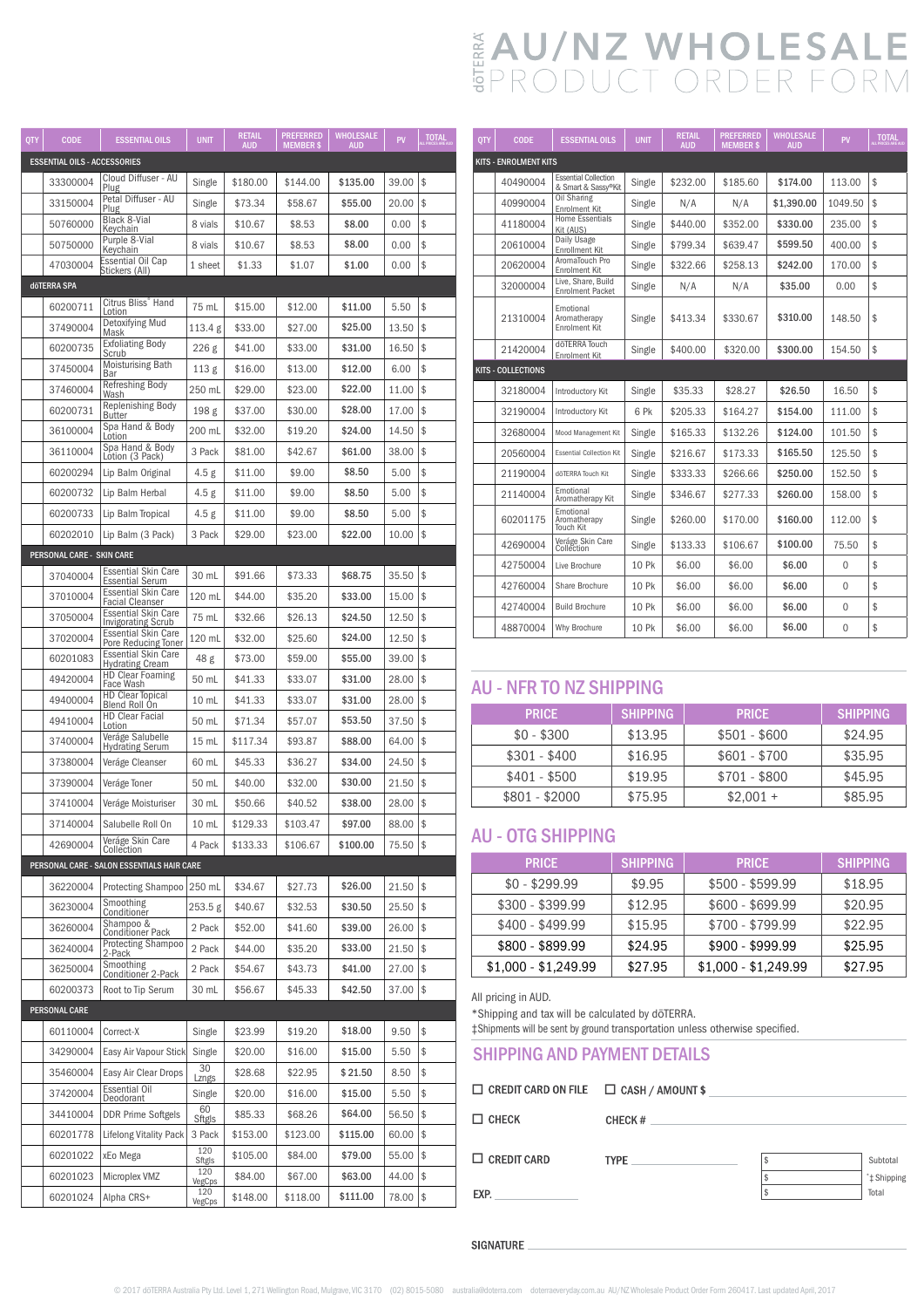# dōTERRA AU/NZ WHOLESALE PRODUCT ORDER FORM

| QTY | CODE | ESSENTIAL OILS | UNIT | RETAIL AUD | PREFERRED MEMBER $ | WHOLESALE AUD | PV | TOTAL ALL PRICES ARE AUD |
|---|---|---|---|---|---|---|---|---|
| | **ESSENTIAL OILS - ACCESSORIES** | | | | | | | |
| | 33300004 | Cloud Diffuser - AU Plug | Single | $180.00 | $144.00 | $135.00 | 39.00 | $ |
| | 33150004 | Petal Diffuser - AU Plug | Single | $73.34 | $58.67 | $55.00 | 20.00 | $ |
| | 50760000 | Black 8-Vial Keychain | 8 vials | $10.67 | $8.53 | $8.00 | 0.00 | $ |
| | 50750000 | Purple 8-Vial Keychain | 8 vials | $10.67 | $8.53 | $8.00 | 0.00 | $ |
| | 47030004 | Essential Oil Cap Stickers (All) | 1 sheet | $1.33 | $1.07 | $1.00 | 0.00 | $ |
| | **dōTERRA SPA** | | | | | | | |
| | 60200711 | Citrus Bliss® Hand Lotion | 75 mL | $15.00 | $12.00 | $11.00 | 5.50 | $ |
| | 37490004 | Detoxifying Mud Mask | 113.4 g | $33.00 | $27.00 | $25.00 | 13.50 | $ |
| | 60200735 | Exfoliating Body Scrub | 226 g | $41.00 | $33.00 | $31.00 | 16.50 | $ |
| | 37450004 | Moisturising Bath Bar | 113 g | $16.00 | $13.00 | $12.00 | 6.00 | $ |
| | 37460004 | Refreshing Body Wash | 250 mL | $29.00 | $23.00 | $22.00 | 11.00 | $ |
| | 60200731 | Replenishing Body Butter | 198 g | $37.00 | $30.00 | $28.00 | 17.00 | $ |
| | 36100004 | Spa Hand & Body Lotion | 200 mL | $32.00 | $19.20 | $24.00 | 14.50 | $ |
| | 36110004 | Spa Hand & Body Lotion (3 Pack) | 3 Pack | $81.00 | $42.67 | $61.00 | 38.00 | $ |
| | 60200294 | Lip Balm Original | 4.5 g | $11.00 | $9.00 | $8.50 | 5.00 | $ |
| | 60200732 | Lip Balm Herbal | 4.5 g | $11.00 | $9.00 | $8.50 | 5.00 | $ |
| | 60200733 | Lip Balm Tropical | 4.5 g | $11.00 | $9.00 | $8.50 | 5.00 | $ |
| | 60202010 | Lip Balm (3 Pack) | 3 Pack | $29.00 | $23.00 | $22.00 | 10.00 | $ |
| | **PERSONAL CARE - SKIN CARE** | | | | | | | |
| | 37040004 | Essential Skin Care Essential Serum | 30 mL | $91.66 | $73.33 | $68.75 | 35.50 | $ |
| | 37010004 | Essential Skin Care Facial Cleanser | 120 mL | $44.00 | $35.20 | $33.00 | 15.00 | $ |
| | 37050004 | Essential Skin Care Invigorating Scrub | 75 mL | $32.66 | $26.13 | $24.50 | 12.50 | $ |
| | 37020004 | Essential Skin Care Pore Reducing Toner | 120 mL | $32.00 | $25.60 | $24.00 | 12.50 | $ |
| | 60201083 | Essential Skin Care Hydrating Cream | 48 g | $73.00 | $59.00 | $55.00 | 39.00 | $ |
| | 49420004 | HD Clear Foaming Face Wash | 50 mL | $41.33 | $33.07 | $31.00 | 28.00 | $ |
| | 49400004 | HD Clear Topical Blend Roll On | 10 mL | $41.33 | $33.07 | $31.00 | 28.00 | $ |
| | 49410004 | HD Clear Facial Lotion | 50 mL | $71.34 | $57.07 | $53.50 | 37.50 | $ |
| | 37400004 | Veráge Salubelle Hydrating Serum | 15 mL | $117.34 | $93.87 | $88.00 | 64.00 | $ |
| | 37380004 | Veráge Cleanser | 60 mL | $45.33 | $36.27 | $34.00 | 24.50 | $ |
| | 37390004 | Veráge Toner | 50 mL | $40.00 | $32.00 | $30.00 | 21.50 | $ |
| | 37410004 | Veráge Moisturiser | 30 mL | $50.66 | $40.52 | $38.00 | 28.00 | $ |
| | 37140004 | Salubelle Roll On | 10 mL | $129.33 | $103.47 | $97.00 | 88.00 | $ |
| | 42690004 | Veráge Skin Care Collection | 4 Pack | $133.33 | $106.67 | $100.00 | 75.50 | $ |
| | **PERSONAL CARE - SALON ESSENTIALS HAIR CARE** | | | | | | | |
| | 36220004 | Protecting Shampoo | 250 mL | $34.67 | $27.73 | $26.00 | 21.50 | $ |
| | 36230004 | Smoothing Conditioner | 253.5 g | $40.67 | $32.53 | $30.50 | 25.50 | $ |
| | 36260004 | Shampoo & Conditioner Pack | 2 Pack | $52.00 | $41.60 | $39.00 | 26.00 | $ |
| | 36240004 | Protecting Shampoo 2-Pack | 2 Pack | $44.00 | $35.20 | $33.00 | 21.50 | $ |
| | 36250004 | Smoothing Conditioner 2-Pack | 2 Pack | $54.67 | $43.73 | $41.00 | 27.00 | $ |
| | 60200373 | Root to Tip Serum | 30 mL | $56.67 | $45.33 | $42.50 | 37.00 | $ |
| | **PERSONAL CARE** | | | | | | | |
| | 60110004 | Correct-X | Single | $23.99 | $19.20 | $18.00 | 9.50 | $ |
| | 34290004 | Easy Air Vapour Stick | Single | $20.00 | $16.00 | $15.00 | 5.50 | $ |
| | 35460004 | Easy Air Clear Drops | 30 Lzngs | $28.68 | $22.95 | $21.50 | 8.50 | $ |
| | 37420004 | Essential Oil Deodorant | Single | $20.00 | $16.00 | $15.00 | 5.50 | $ |
| | 34410004 | DDR Prime Softgels | 60 Sftgls | $85.33 | $68.26 | $64.00 | 56.50 | $ |
| | 60201778 | Lifelong Vitality Pack | 3 Pack | $153.00 | $123.00 | $115.00 | 60.00 | $ |
| | 60201022 | xEo Mega | 120 Sftgls | $105.00 | $84.00 | $79.00 | 55.00 | $ |
| | 60201023 | Microplex VMZ | 120 VegCps | $84.00 | $67.00 | $63.00 | 44.00 | $ |
| | 60201024 | Alpha CRS+ | 120 VegCps | $148.00 | $118.00 | $111.00 | 78.00 | $ |

| QTY | CODE | ESSENTIAL OILS | UNIT | RETAIL AUD | PREFERRED MEMBER $ | WHOLESALE AUD | PV | TOTAL ALL PRICES ARE AUD |
|---|---|---|---|---|---|---|---|---|
| | **KITS - ENROLMENT KITS** | | | | | | | |
| | 40490004 | Essential Collection & Smart & Sassy® Kit | Single | $232.00 | $185.60 | $174.00 | 113.00 | $ |
| | 40990004 | Oil Sharing Enrolment Kit | Single | N/A | N/A | $1,390.00 | 1049.50 | $ |
| | 41180004 | Home Essentials Kit (AUS) | Single | $440.00 | $352.00 | $330.00 | 235.00 | $ |
| | 20610004 | Daily Usage Enrollment Kit | Single | $799.34 | $639.47 | $599.50 | 400.00 | $ |
| | 20620004 | AromaTouch Pro Enrolment Kit | Single | $322.66 | $258.13 | $242.00 | 170.00 | $ |
| | 32000004 | Live, Share, Build Enrolment Packet | Single | N/A | N/A | $35.00 | 0.00 | $ |
| | 21310004 | Emotional Aromatherapy Enrolment Kit | Single | $413.34 | $330.67 | $310.00 | 148.50 | $ |
| | 21420004 | dōTERRA Touch Enrolment Kit | Single | $400.00 | $320.00 | $300.00 | 154.50 | $ |
| | **KITS - COLLECTIONS** | | | | | | | |
| | 32180004 | Introductory Kit | Single | $35.33 | $28.27 | $26.50 | 16.50 | $ |
| | 32190004 | Introductory Kit | 6 Pk | $205.33 | $164.27 | $154.00 | 111.00 | $ |
| | 32680004 | Mood Management Kit | Single | $165.33 | $132.26 | $124.00 | 101.50 | $ |
| | 20560004 | Essential Collection Kit | Single | $216.67 | $173.33 | $165.50 | 125.50 | $ |
| | 21190004 | dōTERRA Touch Kit | Single | $333.33 | $266.66 | $250.00 | 152.50 | $ |
| | 21140004 | Emotional Aromatherapy Kit | Single | $346.67 | $277.33 | $260.00 | 158.00 | $ |
| | 60201175 | Emotional Aromatherapy Touch Kit | Single | $260.00 | $170.00 | $160.00 | 112.00 | $ |
| | 42690004 | Veráge Skin Care Collection | Single | $133.33 | $106.67 | $100.00 | 75.50 | $ |
| | 42750004 | Live Brochure | 10 Pk | $6.00 | $6.00 | $6.00 | 0 | $ |
| | 42760004 | Share Brochure | 10 Pk | $6.00 | $6.00 | $6.00 | 0 | $ |
| | 42740004 | Build Brochure | 10 Pk | $6.00 | $6.00 | $6.00 | 0 | $ |
| | 48870004 | Why Brochure | 10 Pk | $6.00 | $6.00 | $6.00 | 0 | $ |

## AU - NFR TO NZ SHIPPING

| PRICE | SHIPPING | PRICE | SHIPPING |
|---|---|---|---|
| $0 - $300 | $13.95 | $501 - $600 | $24.95 |
| $301 - $400 | $16.95 | $601 - $700 | $35.95 |
| $401 - $500 | $19.95 | $701 - $800 | $45.95 |
| $801 - $2000 | $75.95 | $2,001 + | $85.95 |

## AU - OTG SHIPPING

| PRICE | SHIPPING | PRICE | SHIPPING |
|---|---|---|---|
| $0 - $299.99 | $9.95 | $500 - $599.99 | $18.95 |
| $300 - $399.99 | $12.95 | $600 - $699.99 | $20.95 |
| $400 - $499.99 | $15.95 | $700 - $799.99 | $22.95 |
| $800 - $899.99 | $24.95 | $900 - $999.99 | $25.95 |
| $1,000 - $1,249.99 | $27.95 | $1,000 - $1,249.99 | $27.95 |

All pricing in AUD.

*Shipping and tax will be calculated by dōTERRA.

‡Shipments will be sent by ground transportation unless otherwise specified.

## SHIPPING AND PAYMENT DETAILS

☐ CREDIT CARD ON FILE ☐ CASH / AMOUNT $ ____________

☐ CHECK CHECK # ____________

☐ CREDIT CARD TYPE ____________

EXP. ____________

$ ______ Subtotal

$ ______ *‡ Shipping

$ ______ Total

SIGNATURE ____________

© 2017 dōTERRA Australia Pty Ltd. Level 1, 271 Wellington Road, Mulgrave, VIC 3170 (02) 8015-5080 australia@doterra.com doterraeveryday.com.au AU/NZ Wholesale Product Order Form 260417. Last updated April, 2017